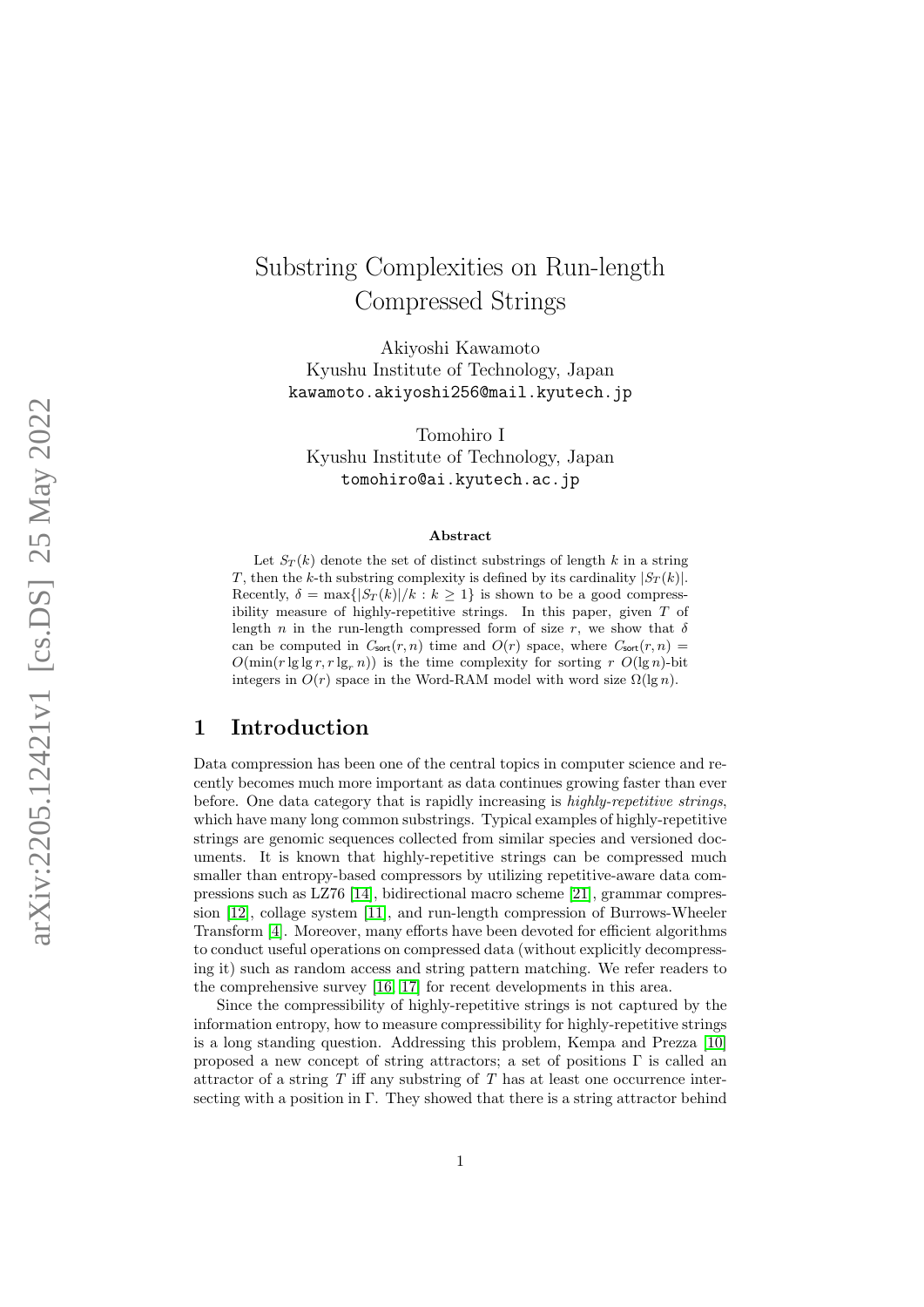# Substring Complexities on Run-length Compressed Strings

Akiyoshi Kawamoto
Kyushu Institute of Technology, Japan
kawamoto.akiyoshi256@mail.kyutech.jp

Tomohiro I
Kyushu Institute of Technology, Japan
tomohiro@ai.kyutech.ac.jp

### Abstract

Let $S_T(k)$ denote the set of distinct substrings of length $k$ in a string $T$, then the $k$-th substring complexity is defined by its cardinality $|S_T(k)|$. Recently, $\delta = \max\{|S_T(k)|/k : k \geq 1\}$ is shown to be a good compressibility measure of highly-repetitive strings. In this paper, given $T$ of length $n$ in the run-length compressed form of size $r$, we show that $\delta$ can be computed in $C_{\mathsf{sort}}(r, n)$ time and $O(r)$ space, where $C_{\mathsf{sort}}(r, n) = O(\min(r \lg\lg r, r \lg_r n))$ is the time complexity for sorting $r$ $O(\lg n)$-bit integers in $O(r)$ space in the Word-RAM model with word size $\Omega(\lg n)$.

## 1 Introduction

Data compression has been one of the central topics in computer science and recently becomes much more important as data continues growing faster than ever before. One data category that is rapidly increasing is *highly-repetitive strings*, which have many long common substrings. Typical examples of highly-repetitive strings are genomic sequences collected from similar species and versioned documents. It is known that highly-repetitive strings can be compressed much smaller than entropy-based compressors by utilizing repetitive-aware data compressions such as LZ76 [14], bidirectional macro scheme [21], grammar compression [12], collage system [11], and run-length compression of Burrows-Wheeler Transform [4]. Moreover, many efforts have been devoted for efficient algorithms to conduct useful operations on compressed data (without explicitly decompressing it) such as random access and string pattern matching. We refer readers to the comprehensive survey [16, 17] for recent developments in this area.

Since the compressibility of highly-repetitive strings is not captured by the information entropy, how to measure compressibility for highly-repetitive strings is a long standing question. Addressing this problem, Kempa and Prezza [10] proposed a new concept of string attractors; a set of positions $\Gamma$ is called an attractor of a string $T$ iff any substring of $T$ has at least one occurrence intersecting with a position in $\Gamma$. They showed that there is a string attractor behind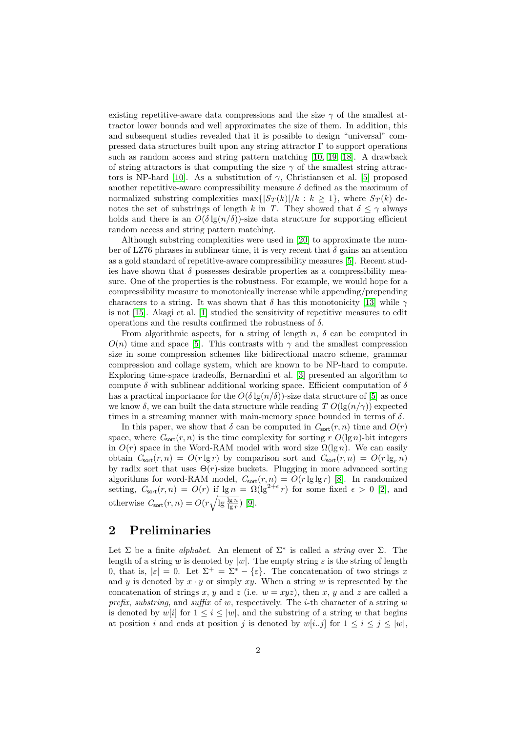existing repetitive-aware data compressions and the size $\gamma$ of the smallest attractor lower bounds and well approximates the size of them. In addition, this and subsequent studies revealed that it is possible to design "universal" compressed data structures built upon any string attractor $\Gamma$ to support operations such as random access and string pattern matching [10, 19, 18]. A drawback of string attractors is that computing the size $\gamma$ of the smallest string attractors is NP-hard [10]. As a substitution of $\gamma$, Christiansen et al. [5] proposed another repetitive-aware compressibility measure $\delta$ defined as the maximum of normalized substring complexities $\max\{|S_T(k)|/k : k \geq 1\}$, where $S_T(k)$ denotes the set of substrings of length $k$ in $T$. They showed that $\delta \leq \gamma$ always holds and there is an $O(\delta \lg(n/\delta))$-size data structure for supporting efficient random access and string pattern matching.

Although substring complexities were used in [20] to approximate the number of LZ76 phrases in sublinear time, it is very recent that $\delta$ gains an attention as a gold standard of repetitive-aware compressibility measures [5]. Recent studies have shown that $\delta$ possesses desirable properties as a compressibility measure. One of the properties is the robustness. For example, we would hope for a compressibility measure to monotonically increase while appending/prepending characters to a string. It was shown that $\delta$ has this monotonicity [13] while $\gamma$ is not [15]. Akagi et al. [1] studied the sensitivity of repetitive measures to edit operations and the results confirmed the robustness of $\delta$.

From algorithmic aspects, for a string of length $n$, $\delta$ can be computed in $O(n)$ time and space [5]. This contrasts with $\gamma$ and the smallest compression size in some compression schemes like bidirectional macro scheme, grammar compression and collage system, which are known to be NP-hard to compute. Exploring time-space tradeoffs, Bernardini et al. [3] presented an algorithm to compute $\delta$ with sublinear additional working space. Efficient computation of $\delta$ has a practical importance for the $O(\delta \lg(n/\delta))$-size data structure of [5] as once we know $\delta$, we can built the data structure while reading $T$ $O(\lg(n/\gamma))$ expected times in a streaming manner with main-memory space bounded in terms of $\delta$.

In this paper, we show that $\delta$ can be computed in $C_{\mathsf{sort}}(r, n)$ time and $O(r)$ space, where $C_{\mathsf{sort}}(r, n)$ is the time complexity for sorting $r$ $O(\lg n)$-bit integers in $O(r)$ space in the Word-RAM model with word size $\Omega(\lg n)$. We can easily obtain $C_{\mathsf{sort}}(r, n) = O(r \lg r)$ by comparison sort and $C_{\mathsf{sort}}(r, n) = O(r \lg_r n)$ by radix sort that uses $\Theta(r)$-size buckets. Plugging in more advanced sorting algorithms for word-RAM model, $C_{\mathsf{sort}}(r, n) = O(r \lg \lg r)$ [8]. In randomized setting, $C_{\mathsf{sort}}(r, n) = O(r)$ if $\lg n = \Omega(\lg^{2+\epsilon} r)$ for some fixed $\epsilon > 0$ [2], and otherwise $C_{\mathsf{sort}}(r, n) = O(r\sqrt{\lg \frac{\lg n}{\lg r}})$ [9].

## 2 Preliminaries

Let $\Sigma$ be a finite *alphabet*. An element of $\Sigma^*$ is called a *string* over $\Sigma$. The length of a string $w$ is denoted by $|w|$. The empty string $\varepsilon$ is the string of length 0, that is, $|\varepsilon| = 0$. Let $\Sigma^+ = \Sigma^* - \{\varepsilon\}$. The concatenation of two strings $x$ and $y$ is denoted by $x \cdot y$ or simply $xy$. When a string $w$ is represented by the concatenation of strings $x$, $y$ and $z$ (i.e. $w = xyz$), then $x$, $y$ and $z$ are called a *prefix*, *substring*, and *suffix* of $w$, respectively. The $i$-th character of a string $w$ is denoted by $w[i]$ for $1 \leq i \leq |w|$, and the substring of a string $w$ that begins at position $i$ and ends at position $j$ is denoted by $w[i..j]$ for $1 \leq i \leq j \leq |w|$,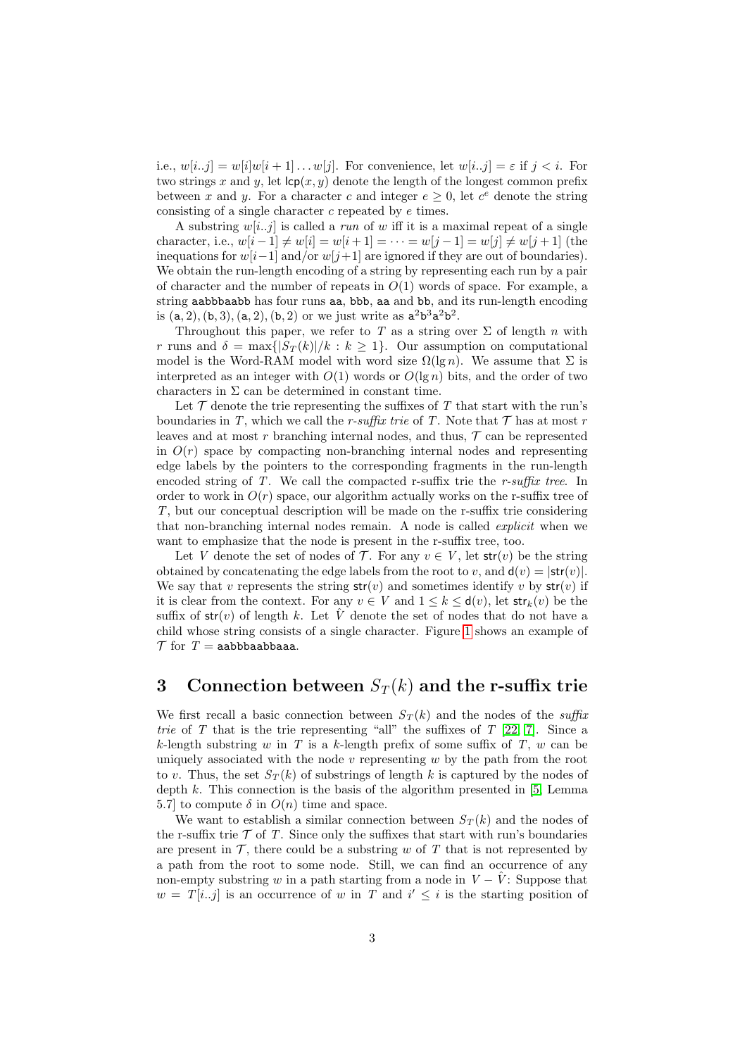i.e., $w[i..j] = w[i]w[i+1]\dots w[j]$. For convenience, let $w[i..j] = \varepsilon$ if $j < i$. For two strings $x$ and $y$, let $\mathsf{lcp}(x, y)$ denote the length of the longest common prefix between $x$ and $y$. For a character $c$ and integer $e \geq 0$, let $c^e$ denote the string consisting of a single character $c$ repeated by $e$ times.

A substring $w[i..j]$ is called a *run* of $w$ iff it is a maximal repeat of a single character, i.e., $w[i-1] \neq w[i] = w[i+1] = \cdots = w[j-1] = w[j] \neq w[j+1]$ (the inequations for $w[i-1]$ and/or $w[j+1]$ are ignored if they are out of boundaries). We obtain the run-length encoding of a string by representing each run by a pair of character and the number of repeats in $O(1)$ words of space. For example, a string aabbbaabb has four runs aa, bbb, aa and bb, and its run-length encoding is $(\mathsf{a}, 2), (\mathsf{b}, 3), (\mathsf{a}, 2), (\mathsf{b}, 2)$ or we just write as $\mathsf{a}^2\mathsf{b}^3\mathsf{a}^2\mathsf{b}^2$.

Throughout this paper, we refer to $T$ as a string over $\Sigma$ of length $n$ with $r$ runs and $\delta = \max\{|S_T(k)|/k : k \geq 1\}$. Our assumption on computational model is the Word-RAM model with word size $\Omega(\lg n)$. We assume that $\Sigma$ is interpreted as an integer with $O(1)$ words or $O(\lg n)$ bits, and the order of two characters in $\Sigma$ can be determined in constant time.

Let $\mathcal{T}$ denote the trie representing the suffixes of $T$ that start with the run's boundaries in $T$, which we call the *r-suffix trie* of $T$. Note that $\mathcal{T}$ has at most $r$ leaves and at most $r$ branching internal nodes, and thus, $\mathcal{T}$ can be represented in $O(r)$ space by compacting non-branching internal nodes and representing edge labels by the pointers to the corresponding fragments in the run-length encoded string of $T$. We call the compacted r-suffix trie the *r-suffix tree*. In order to work in $O(r)$ space, our algorithm actually works on the r-suffix tree of $T$, but our conceptual description will be made on the r-suffix trie considering that non-branching internal nodes remain. A node is called *explicit* when we want to emphasize that the node is present in the r-suffix tree, too.

Let $V$ denote the set of nodes of $\mathcal{T}$. For any $v \in V$, let $\mathsf{str}(v)$ be the string obtained by concatenating the edge labels from the root to $v$, and $\mathsf{d}(v) = |\mathsf{str}(v)|$. We say that $v$ represents the string $\mathsf{str}(v)$ and sometimes identify $v$ by $\mathsf{str}(v)$ if it is clear from the context. For any $v \in V$ and $1 \leq k \leq \mathsf{d}(v)$, let $\mathsf{str}_k(v)$ be the suffix of $\mathsf{str}(v)$ of length $k$. Let $\hat{V}$ denote the set of nodes that do not have a child whose string consists of a single character. Figure 1 shows an example of $\mathcal{T}$ for $T = \mathsf{aabbbaabbaaa}$.

# 3 Connection between $S_T(k)$ and the r-suffix trie

We first recall a basic connection between $S_T(k)$ and the nodes of the *suffix trie* of $T$ that is the trie representing "all" the suffixes of $T$ [22, 7]. Since a $k$-length substring $w$ in $T$ is a $k$-length prefix of some suffix of $T$, $w$ can be uniquely associated with the node $v$ representing $w$ by the path from the root to $v$. Thus, the set $S_T(k)$ of substrings of length $k$ is captured by the nodes of depth $k$. This connection is the basis of the algorithm presented in [5, Lemma 5.7] to compute $\delta$ in $O(n)$ time and space.

We want to establish a similar connection between $S_T(k)$ and the nodes of the r-suffix trie $\mathcal{T}$ of $T$. Since only the suffixes that start with run's boundaries are present in $\mathcal{T}$, there could be a substring $w$ of $T$ that is not represented by a path from the root to some node. Still, we can find an occurrence of any non-empty substring $w$ in a path starting from a node in $V - \hat{V}$: Suppose that $w = T[i..j]$ is an occurrence of $w$ in $T$ and $i' \leq i$ is the starting position of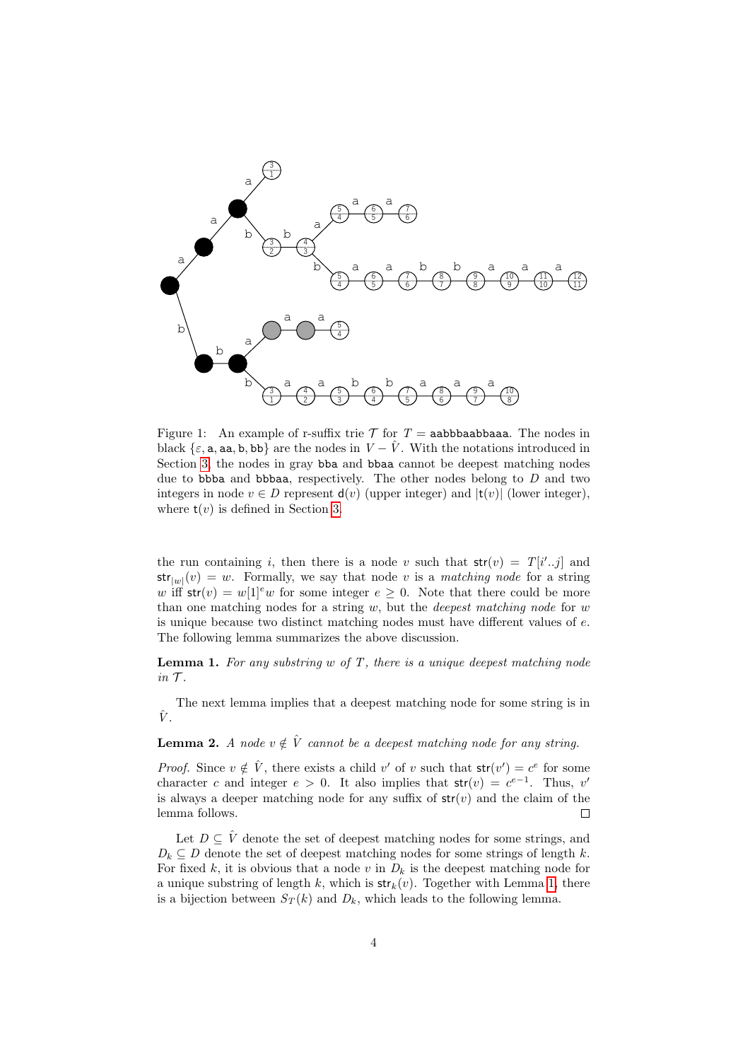Figure 1: An example of r-suffix trie $\mathcal{T}$ for $T = \mathtt{aabbbaabbaaa}$. The nodes in black $\{\varepsilon, \mathtt{a}, \mathtt{aa}, \mathtt{b}, \mathtt{bb}\}$ are the nodes in $V - \hat{V}$. With the notations introduced in Section 3, the nodes in gray $\mathtt{bba}$ and $\mathtt{bbaa}$ cannot be deepest matching nodes due to $\mathtt{bbba}$ and $\mathtt{bbbaa}$, respectively. The other nodes belong to $D$ and two integers in node $v \in D$ represent $\mathsf{d}(v)$ (upper integer) and $|\mathsf{t}(v)|$ (lower integer), where $\mathsf{t}(v)$ is defined in Section 3.

the run containing $i$, then there is a node $v$ such that $\mathsf{str}(v) = T[i'..j]$ and $\mathsf{str}_{|w|}(v) = w$. Formally, we say that node $v$ is a *matching node* for a string $w$ iff $\mathsf{str}(v) = w[1]^e w$ for some integer $e \geq 0$. Note that there could be more than one matching nodes for a string $w$, but the *deepest matching node* for $w$ is unique because two distinct matching nodes must have different values of $e$. The following lemma summarizes the above discussion.

**Lemma 1.** *For any substring $w$ of $T$, there is a unique deepest matching node in $\mathcal{T}$.*

The next lemma implies that a deepest matching node for some string is in $\hat{V}$.

**Lemma 2.** *A node $v \notin \hat{V}$ cannot be a deepest matching node for any string.*

*Proof.* Since $v \notin \hat{V}$, there exists a child $v'$ of $v$ such that $\mathsf{str}(v') = c^e$ for some character $c$ and integer $e > 0$. It also implies that $\mathsf{str}(v) = c^{e-1}$. Thus, $v'$ is always a deeper matching node for any suffix of $\mathsf{str}(v)$ and the claim of the lemma follows. □

Let $D \subseteq \hat{V}$ denote the set of deepest matching nodes for some strings, and $D_k \subseteq D$ denote the set of deepest matching nodes for some strings of length $k$. For fixed $k$, it is obvious that a node $v$ in $D_k$ is the deepest matching node for a unique substring of length $k$, which is $\mathsf{str}_k(v)$. Together with Lemma 1, there is a bijection between $S_T(k)$ and $D_k$, which leads to the following lemma.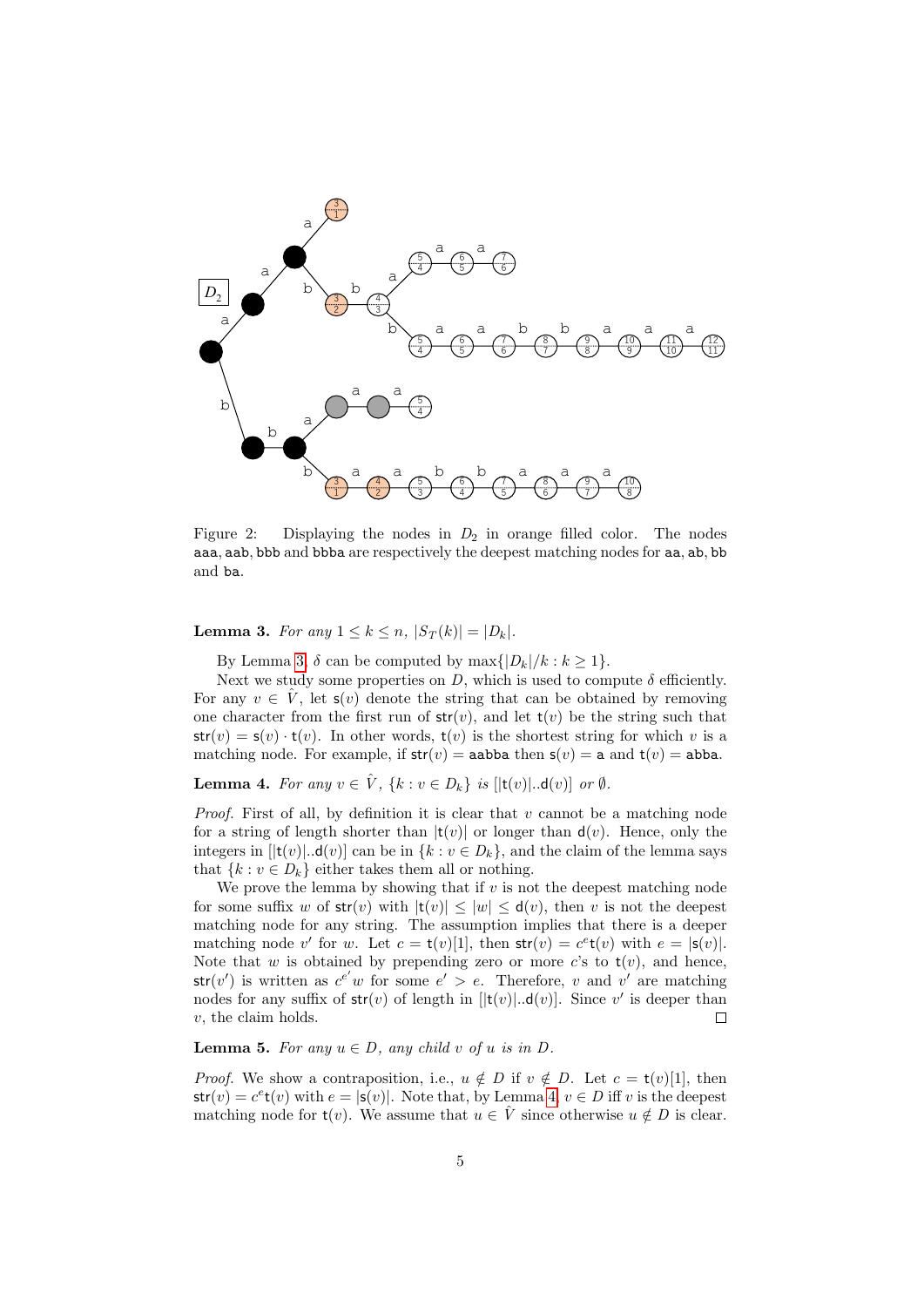Figure 2: Displaying the nodes in $D_2$ in orange filled color. The nodes aaa, aab, bbb and bbba are respectively the deepest matching nodes for aa, ab, bb and ba.

**Lemma 3.** *For any $1 \leq k \leq n$, $|S_T(k)| = |D_k|$.*

By Lemma 3, $\delta$ can be computed by $\max\{|D_k|/k : k \geq 1\}$.

Next we study some properties on $D$, which is used to compute $\delta$ efficiently. For any $v \in \hat{V}$, let $\mathsf{s}(v)$ denote the string that can be obtained by removing one character from the first run of $\mathsf{str}(v)$, and let $\mathsf{t}(v)$ be the string such that $\mathsf{str}(v) = \mathsf{s}(v) \cdot \mathsf{t}(v)$. In other words, $\mathsf{t}(v)$ is the shortest string for which $v$ is a matching node. For example, if $\mathsf{str}(v) = \mathtt{aabba}$ then $\mathsf{s}(v) = \mathtt{a}$ and $\mathsf{t}(v) = \mathtt{abba}$.

**Lemma 4.** *For any $v \in \hat{V}$, $\{k : v \in D_k\}$ is $[|\mathsf{t}(v)|..\mathsf{d}(v)]$ or $\emptyset$.*

*Proof.* First of all, by definition it is clear that $v$ cannot be a matching node for a string of length shorter than $|\mathsf{t}(v)|$ or longer than $\mathsf{d}(v)$. Hence, only the integers in $[|\mathsf{t}(v)|..\mathsf{d}(v)]$ can be in $\{k : v \in D_k\}$, and the claim of the lemma says that $\{k : v \in D_k\}$ either takes them all or nothing.

We prove the lemma by showing that if $v$ is not the deepest matching node for some suffix $w$ of $\mathsf{str}(v)$ with $|\mathsf{t}(v)| \leq |w| \leq \mathsf{d}(v)$, then $v$ is not the deepest matching node for any string. The assumption implies that there is a deeper matching node $v'$ for $w$. Let $c = \mathsf{t}(v)[1]$, then $\mathsf{str}(v) = c^e\mathsf{t}(v)$ with $e = |\mathsf{s}(v)|$. Note that $w$ is obtained by prepending zero or more $c$'s to $\mathsf{t}(v)$, and hence, $\mathsf{str}(v')$ is written as $c^{e'}w$ for some $e' > e$. Therefore, $v$ and $v'$ are matching nodes for any suffix of $\mathsf{str}(v)$ of length in $[|\mathsf{t}(v)|..\mathsf{d}(v)]$. Since $v'$ is deeper than $v$, the claim holds. $\square$

**Lemma 5.** *For any $u \in D$, any child $v$ of $u$ is in $D$.*

*Proof.* We show a contraposition, i.e., $u \notin D$ if $v \notin D$. Let $c = \mathsf{t}(v)[1]$, then $\mathsf{str}(v) = c^e\mathsf{t}(v)$ with $e = |\mathsf{s}(v)|$. Note that, by Lemma 4, $v \in D$ iff $v$ is the deepest matching node for $\mathsf{t}(v)$. We assume that $u \in \hat{V}$ since otherwise $u \notin D$ is clear.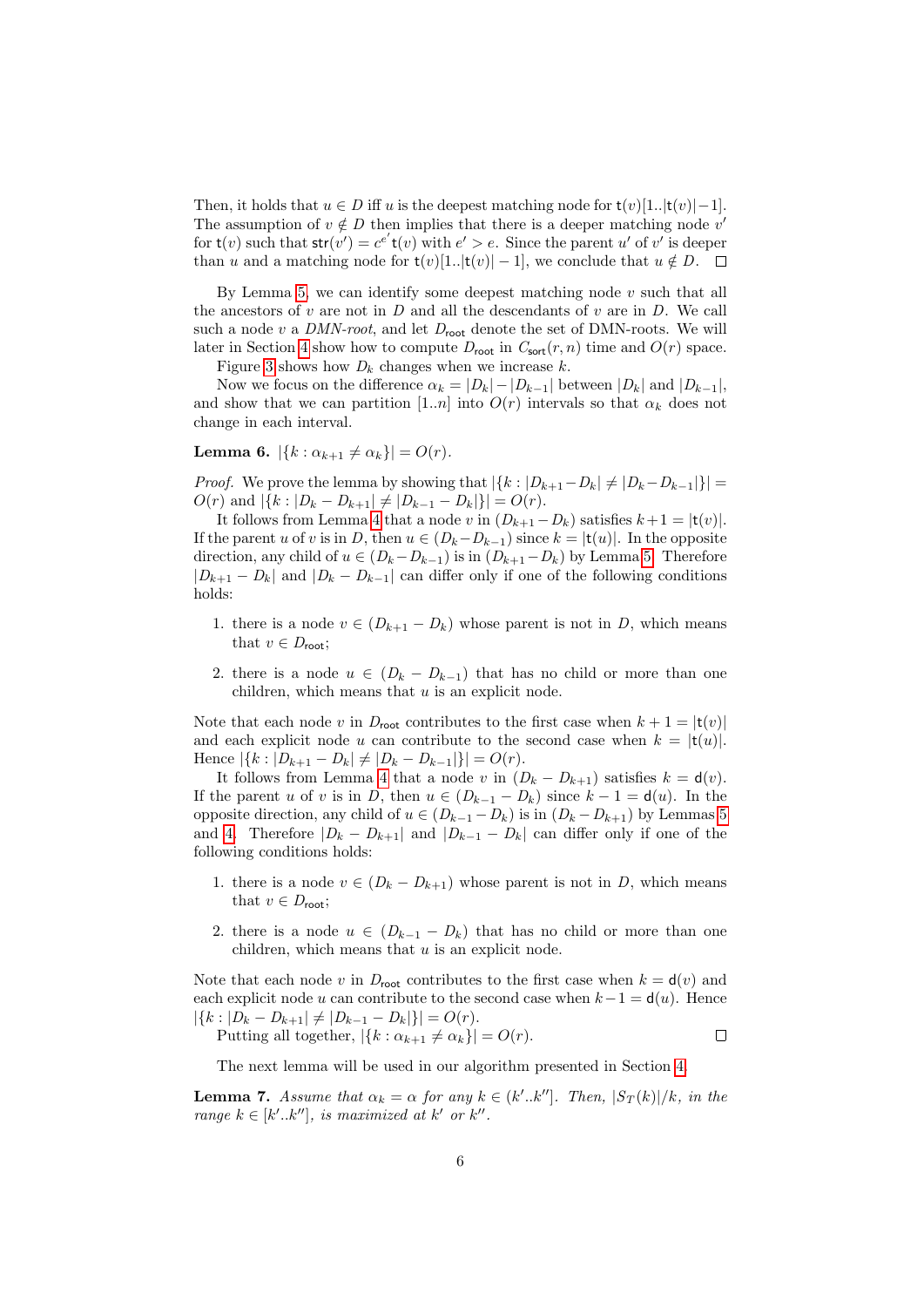Then, it holds that $u \in D$ iff $u$ is the deepest matching node for $\mathsf{t}(v)[1..|\mathsf{t}(v)|-1]$. The assumption of $v \notin D$ then implies that there is a deeper matching node $v'$ for $\mathsf{t}(v)$ such that $\mathsf{str}(v') = c^{e'}\mathsf{t}(v)$ with $e' > e$. Since the parent $u'$ of $v'$ is deeper than $u$ and a matching node for $\mathsf{t}(v)[1..|\mathsf{t}(v)|-1]$, we conclude that $u \notin D$. ◻

By Lemma 5, we can identify some deepest matching node $v$ such that all the ancestors of $v$ are not in $D$ and all the descendants of $v$ are in $D$. We call such a node $v$ a *DMN-root*, and let $D_{\mathsf{root}}$ denote the set of DMN-roots. We will later in Section 4 show how to compute $D_{\mathsf{root}}$ in $C_{\mathsf{sort}}(r, n)$ time and $O(r)$ space.

Figure 3 shows how $D_k$ changes when we increase $k$.

Now we focus on the difference $\alpha_k = |D_k| - |D_{k-1}|$ between $|D_k|$ and $|D_{k-1}|$, and show that we can partition $[1..n]$ into $O(r)$ intervals so that $\alpha_k$ does not change in each interval.

**Lemma 6.** $|\{k : \alpha_{k+1} \neq \alpha_k\}| = O(r)$.

*Proof.* We prove the lemma by showing that $|\{k : |D_{k+1} - D_k| \neq |D_k - D_{k-1}|\}| = O(r)$ and $|\{k : |D_k - D_{k+1}| \neq |D_{k-1} - D_k|\}| = O(r)$.

It follows from Lemma 4 that a node $v$ in $(D_{k+1} - D_k)$ satisfies $k+1 = |\mathsf{t}(v)|$. If the parent $u$ of $v$ is in $D$, then $u \in (D_k - D_{k-1})$ since $k = |\mathsf{t}(u)|$. In the opposite direction, any child of $u \in (D_k - D_{k-1})$ is in $(D_{k+1} - D_k)$ by Lemma 5. Therefore $|D_{k+1} - D_k|$ and $|D_k - D_{k-1}|$ can differ only if one of the following conditions holds:

1. there is a node $v \in (D_{k+1} - D_k)$ whose parent is not in $D$, which means that $v \in D_{\mathsf{root}}$;
2. there is a node $u \in (D_k - D_{k-1})$ that has no child or more than one children, which means that $u$ is an explicit node.

Note that each node $v$ in $D_{\mathsf{root}}$ contributes to the first case when $k+1 = |\mathsf{t}(v)|$ and each explicit node $u$ can contribute to the second case when $k = |\mathsf{t}(u)|$. Hence $|\{k : |D_{k+1} - D_k| \neq |D_k - D_{k-1}|\}| = O(r)$.

It follows from Lemma 4 that a node $v$ in $(D_k - D_{k+1})$ satisfies $k = \mathsf{d}(v)$. If the parent $u$ of $v$ is in $D$, then $u \in (D_{k-1} - D_k)$ since $k - 1 = \mathsf{d}(u)$. In the opposite direction, any child of $u \in (D_{k-1} - D_k)$ is in $(D_k - D_{k+1})$ by Lemmas 5 and 4. Therefore $|D_k - D_{k+1}|$ and $|D_{k-1} - D_k|$ can differ only if one of the following conditions holds:

1. there is a node $v \in (D_k - D_{k+1})$ whose parent is not in $D$, which means that $v \in D_{\mathsf{root}}$;
2. there is a node $u \in (D_{k-1} - D_k)$ that has no child or more than one children, which means that $u$ is an explicit node.

Note that each node $v$ in $D_{\mathsf{root}}$ contributes to the first case when $k = \mathsf{d}(v)$ and each explicit node $u$ can contribute to the second case when $k-1 = \mathsf{d}(u)$. Hence $|\{k : |D_k - D_{k+1}| \neq |D_{k-1} - D_k|\}| = O(r)$.

Putting all together, $|\{k : \alpha_{k+1} \neq \alpha_k\}| = O(r)$. ◻

The next lemma will be used in our algorithm presented in Section 4.

**Lemma 7.** *Assume that $\alpha_k = \alpha$ for any $k \in (k'..k'']$. Then, $|S_T(k)|/k$, in the range $k \in [k'..k'']$, is maximized at $k'$ or $k''$.*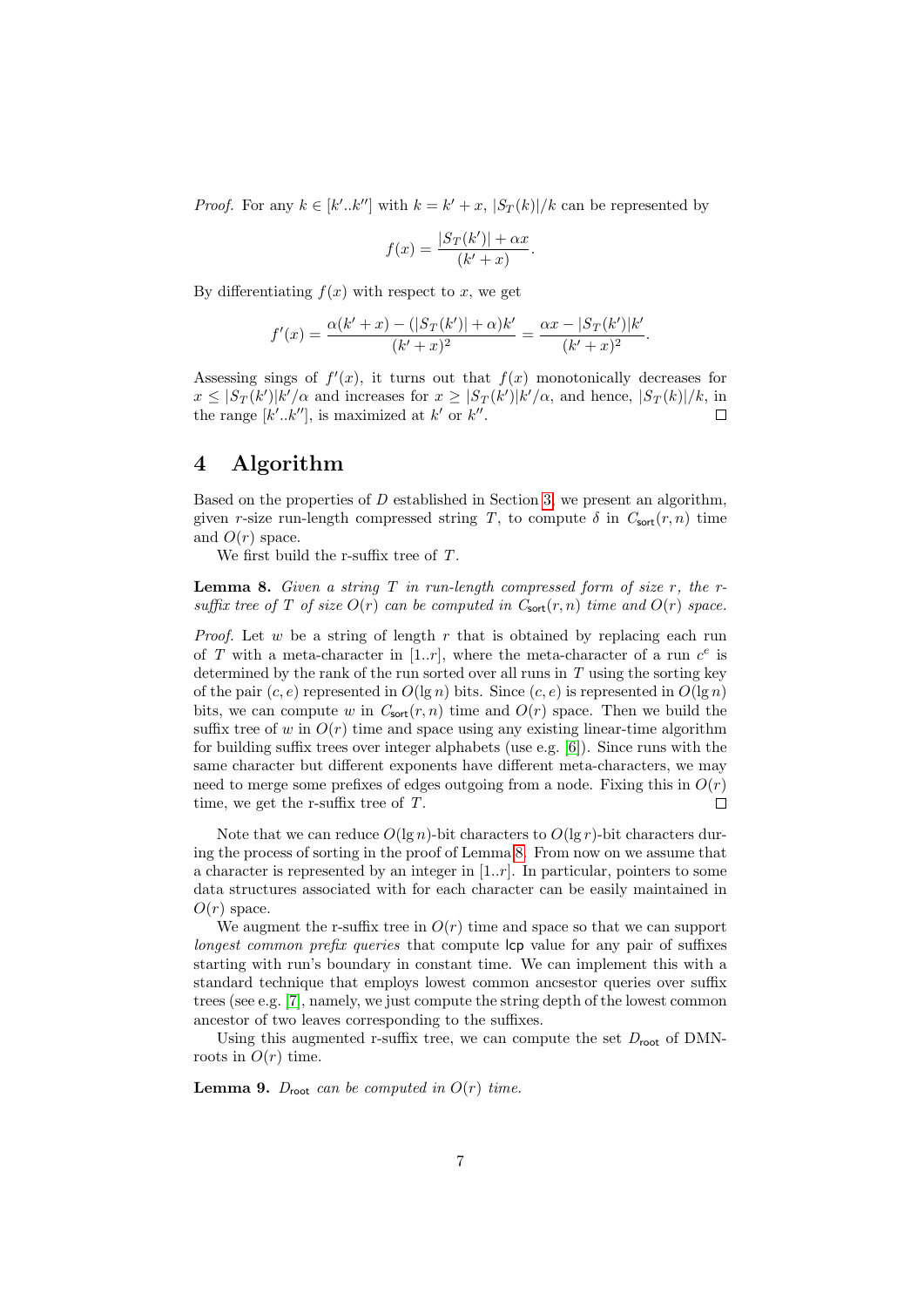*Proof.* For any $k \in [k'..k'']$ with $k = k' + x$, $|S_T(k)|/k$ can be represented by

$$f(x) = \frac{|S_T(k')| + \alpha x}{(k' + x)}.$$

By differentiating $f(x)$ with respect to $x$, we get

$$f'(x) = \frac{\alpha(k' + x) - (|S_T(k')| + \alpha)k'}{(k' + x)^2} = \frac{\alpha x - |S_T(k')|k'}{(k' + x)^2}.$$

Assessing sings of $f'(x)$, it turns out that $f(x)$ monotonically decreases for $x \leq |S_T(k')|k'/\alpha$ and increases for $x \geq |S_T(k')|k'/\alpha$, and hence, $|S_T(k)|/k$, in the range $[k'..k'']$, is maximized at $k'$ or $k''$. ◻

# 4 Algorithm

Based on the properties of $D$ established in Section 3, we present an algorithm, given $r$-size run-length compressed string $T$, to compute $\delta$ in $C_{\mathsf{sort}}(r, n)$ time and $O(r)$ space.

We first build the r-suffix tree of $T$.

**Lemma 8.** *Given a string $T$ in run-length compressed form of size $r$, the r-suffix tree of $T$ of size $O(r)$ can be computed in $C_{\mathsf{sort}}(r, n)$ time and $O(r)$ space.*

*Proof.* Let $w$ be a string of length $r$ that is obtained by replacing each run of $T$ with a meta-character in $[1..r]$, where the meta-character of a run $c^e$ is determined by the rank of the run sorted over all runs in $T$ using the sorting key of the pair $(c, e)$ represented in $O(\lg n)$ bits. Since $(c, e)$ is represented in $O(\lg n)$ bits, we can compute $w$ in $C_{\mathsf{sort}}(r, n)$ time and $O(r)$ space. Then we build the suffix tree of $w$ in $O(r)$ time and space using any existing linear-time algorithm for building suffix trees over integer alphabets (use e.g. [6]). Since runs with the same character but different exponents have different meta-characters, we may need to merge some prefixes of edges outgoing from a node. Fixing this in $O(r)$ time, we get the r-suffix tree of $T$. ◻

Note that we can reduce $O(\lg n)$-bit characters to $O(\lg r)$-bit characters during the process of sorting in the proof of Lemma 8. From now on we assume that a character is represented by an integer in $[1..r]$. In particular, pointers to some data structures associated with for each character can be easily maintained in $O(r)$ space.

We augment the r-suffix tree in $O(r)$ time and space so that we can support *longest common prefix queries* that compute $\mathsf{lcp}$ value for any pair of suffixes starting with run's boundary in constant time. We can implement this with a standard technique that employs lowest common ancsestor queries over suffix trees (see e.g. [7], namely, we just compute the string depth of the lowest common ancestor of two leaves corresponding to the suffixes.

Using this augmented r-suffix tree, we can compute the set $D_{\mathsf{root}}$ of DMN-roots in $O(r)$ time.

**Lemma 9.** *$D_{\mathsf{root}}$ can be computed in $O(r)$ time.*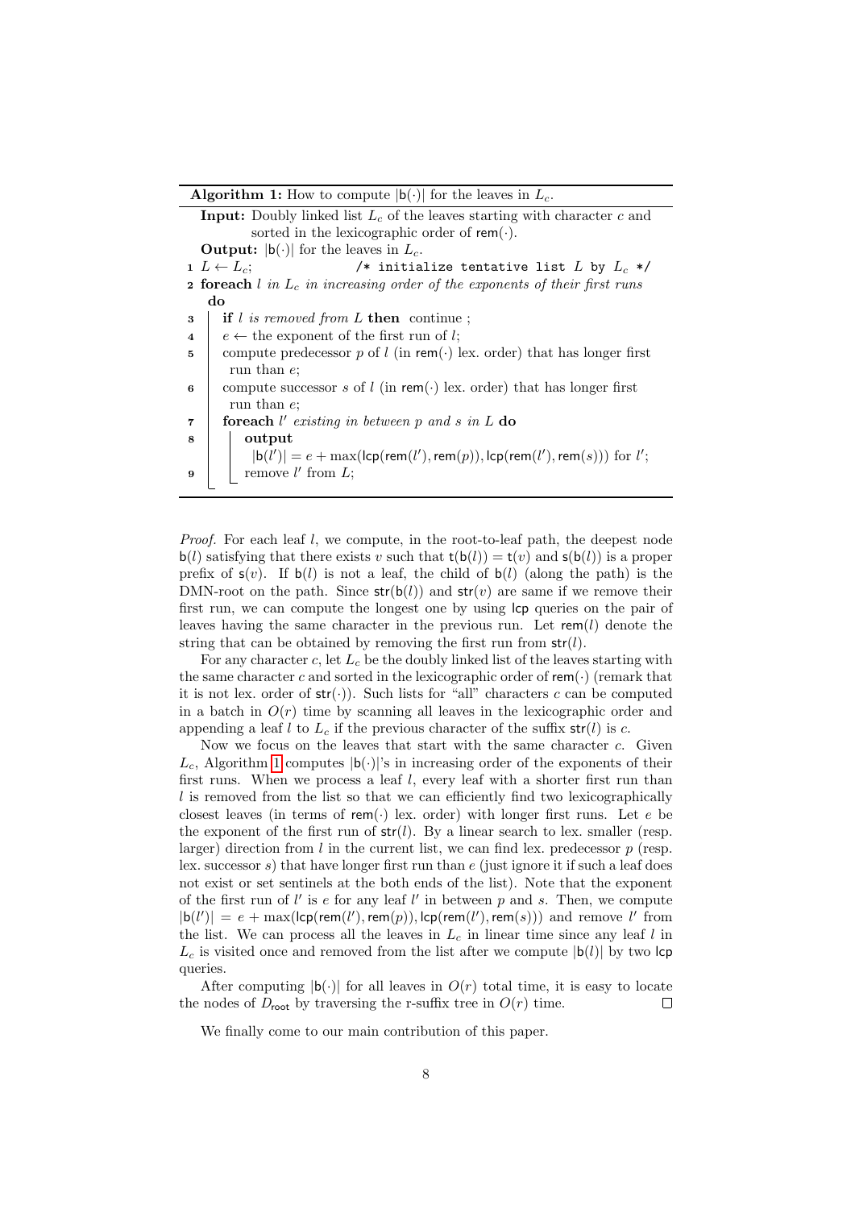**Algorithm 1:** How to compute $|\mathsf{b}(\cdot)|$ for the leaves in $L_c$.

```
Input: Doubly linked list L_c of the leaves starting with character c and
       sorted in the lexicographic order of rem(·).
Output: |b(·)| for the leaves in L_c.
1 L ← L_c;                /* initialize tentative list L by L_c */
2 foreach l in L_c in increasing order of the exponents of their first runs
  do
3   if l is removed from L then continue ;
4   e ← the exponent of the first run of l;
5   compute predecessor p of l (in rem(·) lex. order) that has longer first
     run than e;
6   compute successor s of l (in rem(·) lex. order) that has longer first
     run than e;
7   foreach l' existing in between p and s in L do
8     output
       |b(l')| = e + max(lcp(rem(l'), rem(p)), lcp(rem(l'), rem(s))) for l';
9     remove l' from L;
```

*Proof.* For each leaf $l$, we compute, in the root-to-leaf path, the deepest node $\mathsf{b}(l)$ satisfying that there exists $v$ such that $\mathsf{t}(\mathsf{b}(l)) = \mathsf{t}(v)$ and $\mathsf{s}(\mathsf{b}(l))$ is a proper prefix of $\mathsf{s}(v)$. If $\mathsf{b}(l)$ is not a leaf, the child of $\mathsf{b}(l)$ (along the path) is the DMN-root on the path. Since $\mathsf{str}(\mathsf{b}(l))$ and $\mathsf{str}(v)$ are same if we remove their first run, we can compute the longest one by using $\mathsf{lcp}$ queries on the pair of leaves having the same character in the previous run. Let $\mathsf{rem}(l)$ denote the string that can be obtained by removing the first run from $\mathsf{str}(l)$.

For any character $c$, let $L_c$ be the doubly linked list of the leaves starting with the same character $c$ and sorted in the lexicographic order of $\mathsf{rem}(\cdot)$ (remark that it is not lex. order of $\mathsf{str}(\cdot)$). Such lists for "all" characters $c$ can be computed in a batch in $O(r)$ time by scanning all leaves in the lexicographic order and appending a leaf $l$ to $L_c$ if the previous character of the suffix $\mathsf{str}(l)$ is $c$.

Now we focus on the leaves that start with the same character $c$. Given $L_c$, Algorithm 1 computes $|\mathsf{b}(\cdot)|$'s in increasing order of the exponents of their first runs. When we process a leaf $l$, every leaf with a shorter first run than $l$ is removed from the list so that we can efficiently find two lexicographically closest leaves (in terms of $\mathsf{rem}(\cdot)$ lex. order) with longer first runs. Let $e$ be the exponent of the first run of $\mathsf{str}(l)$. By a linear search to lex. smaller (resp. larger) direction from $l$ in the current list, we can find lex. predecessor $p$ (resp. lex. successor $s$) that have longer first run than $e$ (just ignore it if such a leaf does not exist or set sentinels at the both ends of the list). Note that the exponent of the first run of $l'$ is $e$ for any leaf $l'$ in between $p$ and $s$. Then, we compute $|\mathsf{b}(l')| = e + \max(\mathsf{lcp}(\mathsf{rem}(l'), \mathsf{rem}(p)), \mathsf{lcp}(\mathsf{rem}(l'), \mathsf{rem}(s)))$ and remove $l'$ from the list. We can process all the leaves in $L_c$ in linear time since any leaf $l$ in $L_c$ is visited once and removed from the list after we compute $|\mathsf{b}(l)|$ by two $\mathsf{lcp}$ queries.

After computing $|\mathsf{b}(\cdot)|$ for all leaves in $O(r)$ total time, it is easy to locate the nodes of $D_{\mathsf{root}}$ by traversing the r-suffix tree in $O(r)$ time. $\square$

We finally come to our main contribution of this paper.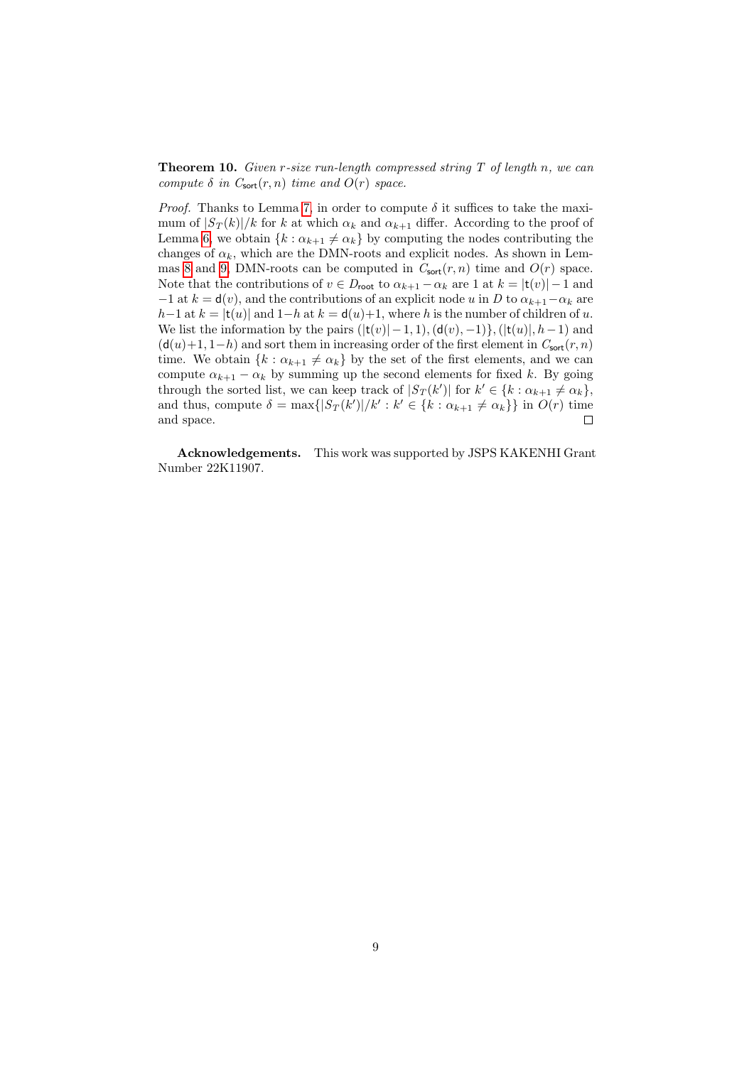**Theorem 10.** *Given $r$-size run-length compressed string $T$ of length $n$, we can compute $\delta$ in $C_{\mathsf{sort}}(r,n)$ time and $O(r)$ space.*

*Proof.* Thanks to Lemma 7, in order to compute $\delta$ it suffices to take the maximum of $|S_T(k)|/k$ for $k$ at which $\alpha_k$ and $\alpha_{k+1}$ differ. According to the proof of Lemma 6, we obtain $\{k : \alpha_{k+1} \neq \alpha_k\}$ by computing the nodes contributing the changes of $\alpha_k$, which are the DMN-roots and explicit nodes. As shown in Lemmas 8 and 9, DMN-roots can be computed in $C_{\mathsf{sort}}(r,n)$ time and $O(r)$ space. Note that the contributions of $v \in D_{\mathsf{root}}$ to $\alpha_{k+1} - \alpha_k$ are 1 at $k = |\mathsf{t}(v)| - 1$ and $-1$ at $k = \mathsf{d}(v)$, and the contributions of an explicit node $u$ in $D$ to $\alpha_{k+1} - \alpha_k$ are $h-1$ at $k = |\mathsf{t}(u)|$ and $1-h$ at $k = \mathsf{d}(u)+1$, where $h$ is the number of children of $u$. We list the information by the pairs $(|\mathsf{t}(v)|-1, 1), (\mathsf{d}(v), -1)\}, (|\mathsf{t}(u)|, h-1)$ and $(\mathsf{d}(u)+1, 1-h)$ and sort them in increasing order of the first element in $C_{\mathsf{sort}}(r,n)$ time. We obtain $\{k : \alpha_{k+1} \neq \alpha_k\}$ by the set of the first elements, and we can compute $\alpha_{k+1} - \alpha_k$ by summing up the second elements for fixed $k$. By going through the sorted list, we can keep track of $|S_T(k')|$ for $k' \in \{k : \alpha_{k+1} \neq \alpha_k\}$, and thus, compute $\delta = \max\{|S_T(k')|/k' : k' \in \{k : \alpha_{k+1} \neq \alpha_k\}\}$ in $O(r)$ time and space. ◻

**Acknowledgements.** This work was supported by JSPS KAKENHI Grant Number 22K11907.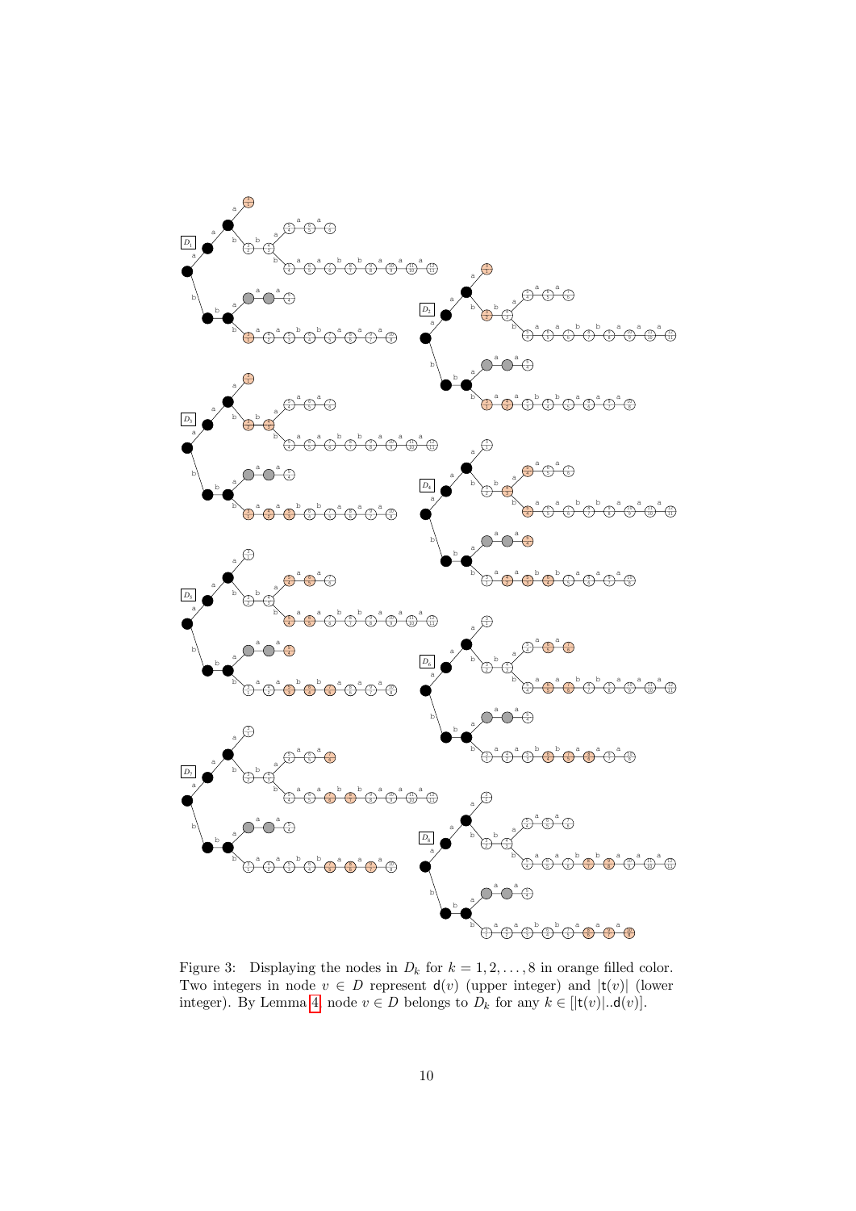Figure 3: Displaying the nodes in $D_k$ for $k = 1, 2, \ldots, 8$ in orange filled color. Two integers in node $v \in D$ represent $\mathsf{d}(v)$ (upper integer) and $|\mathsf{t}(v)|$ (lower integer). By Lemma 4, node $v \in D$ belongs to $D_k$ for any $k \in [|\mathsf{t}(v)|..\mathsf{d}(v)]$.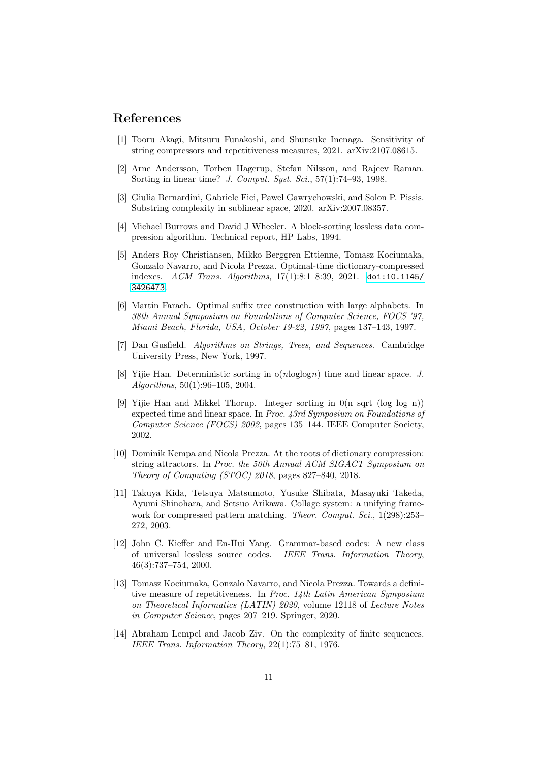## References

[1] Tooru Akagi, Mitsuru Funakoshi, and Shunsuke Inenaga. Sensitivity of string compressors and repetitiveness measures, 2021. arXiv:2107.08615.

[2] Arne Andersson, Torben Hagerup, Stefan Nilsson, and Rajeev Raman. Sorting in linear time? *J. Comput. Syst. Sci.*, 57(1):74–93, 1998.

[3] Giulia Bernardini, Gabriele Fici, Pawel Gawrychowski, and Solon P. Pissis. Substring complexity in sublinear space, 2020. arXiv:2007.08357.

[4] Michael Burrows and David J Wheeler. A block-sorting lossless data compression algorithm. Technical report, HP Labs, 1994.

[5] Anders Roy Christiansen, Mikko Berggren Ettienne, Tomasz Kociumaka, Gonzalo Navarro, and Nicola Prezza. Optimal-time dictionary-compressed indexes. *ACM Trans. Algorithms*, 17(1):8:1–8:39, 2021. doi:10.1145/3426473.

[6] Martin Farach. Optimal suffix tree construction with large alphabets. In *38th Annual Symposium on Foundations of Computer Science, FOCS '97, Miami Beach, Florida, USA, October 19-22, 1997*, pages 137–143, 1997.

[7] Dan Gusfield. *Algorithms on Strings, Trees, and Sequences*. Cambridge University Press, New York, 1997.

[8] Yijie Han. Deterministic sorting in $o(n \log\log n)$ time and linear space. *J. Algorithms*, 50(1):96–105, 2004.

[9] Yijie Han and Mikkel Thorup. Integer sorting in 0(n sqrt (log log n)) expected time and linear space. In *Proc. 43rd Symposium on Foundations of Computer Science (FOCS) 2002*, pages 135–144. IEEE Computer Society, 2002.

[10] Dominik Kempa and Nicola Prezza. At the roots of dictionary compression: string attractors. In *Proc. the 50th Annual ACM SIGACT Symposium on Theory of Computing (STOC) 2018*, pages 827–840, 2018.

[11] Takuya Kida, Tetsuya Matsumoto, Yusuke Shibata, Masayuki Takeda, Ayumi Shinohara, and Setsuo Arikawa. Collage system: a unifying framework for compressed pattern matching. *Theor. Comput. Sci.*, 1(298):253–272, 2003.

[12] John C. Kieffer and En-Hui Yang. Grammar-based codes: A new class of universal lossless source codes. *IEEE Trans. Information Theory*, 46(3):737–754, 2000.

[13] Tomasz Kociumaka, Gonzalo Navarro, and Nicola Prezza. Towards a definitive measure of repetitiveness. In *Proc. 14th Latin American Symposium on Theoretical Informatics (LATIN) 2020*, volume 12118 of *Lecture Notes in Computer Science*, pages 207–219. Springer, 2020.

[14] Abraham Lempel and Jacob Ziv. On the complexity of finite sequences. *IEEE Trans. Information Theory*, 22(1):75–81, 1976.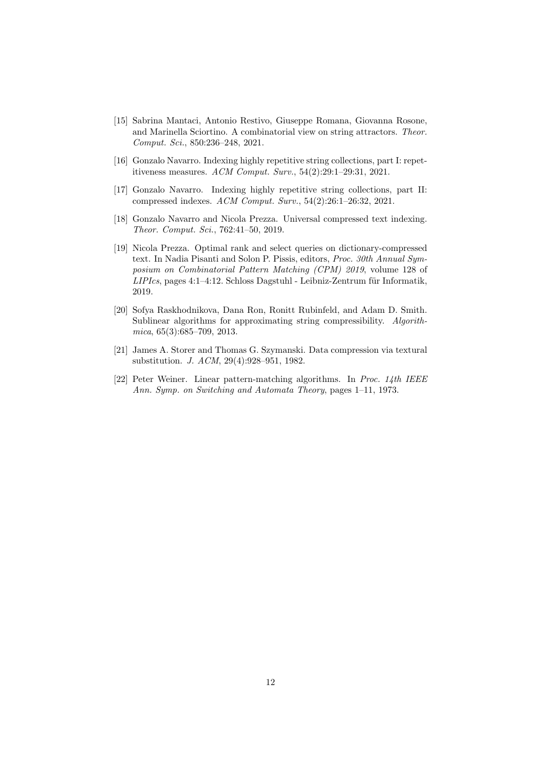[15] Sabrina Mantaci, Antonio Restivo, Giuseppe Romana, Giovanna Rosone, and Marinella Sciortino. A combinatorial view on string attractors. *Theor. Comput. Sci.*, 850:236–248, 2021.

[16] Gonzalo Navarro. Indexing highly repetitive string collections, part I: repetitiveness measures. *ACM Comput. Surv.*, 54(2):29:1–29:31, 2021.

[17] Gonzalo Navarro. Indexing highly repetitive string collections, part II: compressed indexes. *ACM Comput. Surv.*, 54(2):26:1–26:32, 2021.

[18] Gonzalo Navarro and Nicola Prezza. Universal compressed text indexing. *Theor. Comput. Sci.*, 762:41–50, 2019.

[19] Nicola Prezza. Optimal rank and select queries on dictionary-compressed text. In Nadia Pisanti and Solon P. Pissis, editors, *Proc. 30th Annual Symposium on Combinatorial Pattern Matching (CPM) 2019*, volume 128 of *LIPIcs*, pages 4:1–4:12. Schloss Dagstuhl - Leibniz-Zentrum für Informatik, 2019.

[20] Sofya Raskhodnikova, Dana Ron, Ronitt Rubinfeld, and Adam D. Smith. Sublinear algorithms for approximating string compressibility. *Algorithmica*, 65(3):685–709, 2013.

[21] James A. Storer and Thomas G. Szymanski. Data compression via textural substitution. *J. ACM*, 29(4):928–951, 1982.

[22] Peter Weiner. Linear pattern-matching algorithms. In *Proc. 14th IEEE Ann. Symp. on Switching and Automata Theory*, pages 1–11, 1973.